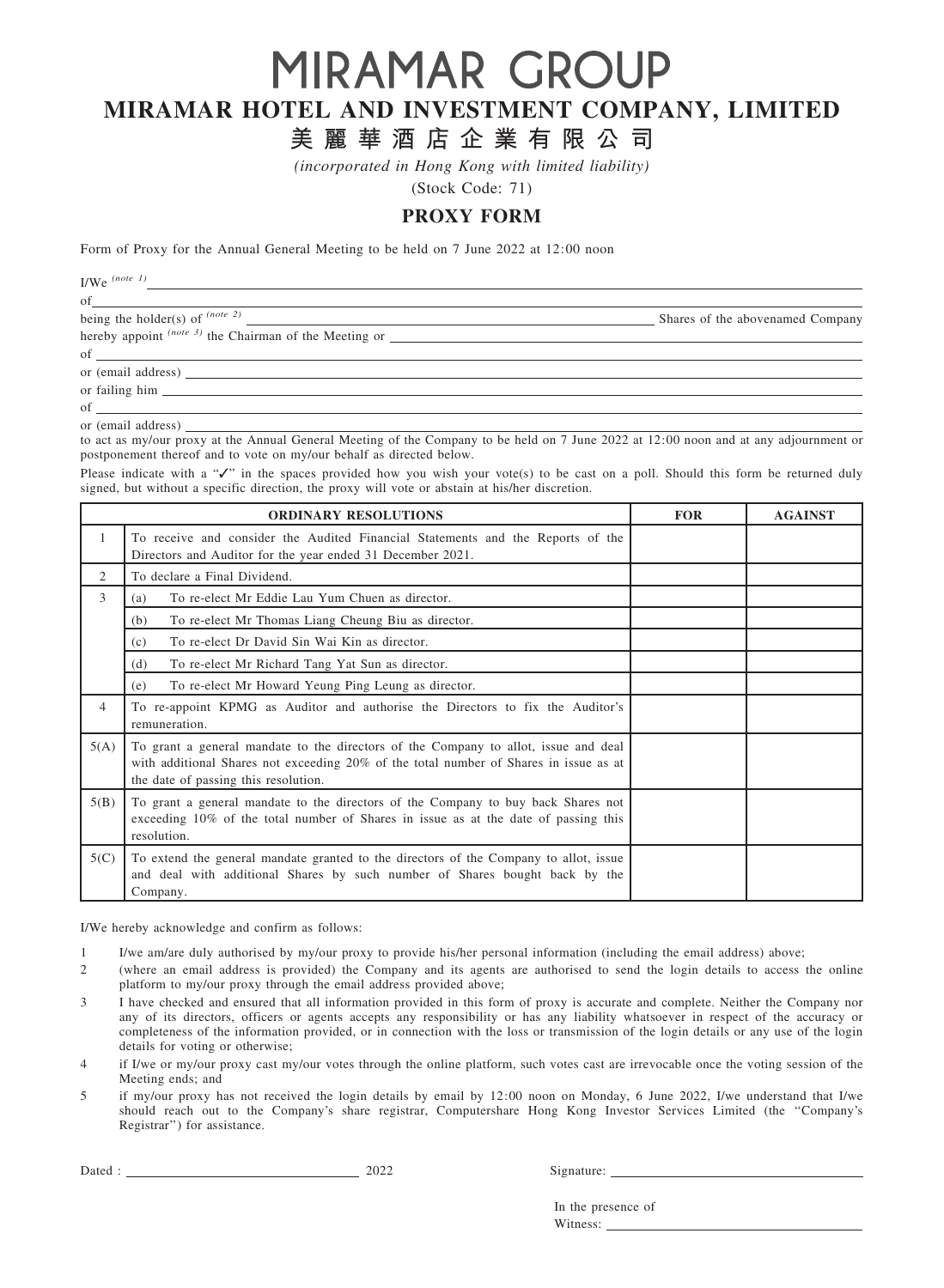# MIRAMAR GROUP

## MIRAMAR HOTEL AND INVESTMENT COMPANY, LIMITED

## 美麗華酒店企業有限公司

*(incorporated in Hong Kong with limited liability)*

(Stock Code: 71)

## PROXY FORM

Form of Proxy for the Annual General Meeting to be held on 7 June 2022 at 12:00 noon

I/We *(note 1)* \_\_\_\_\_\_\_\_\_\_\_\_\_\_\_\_\_\_\_\_\_\_\_\_\_\_\_\_\_\_\_\_\_\_\_\_\_\_\_\_\_\_\_\_

of \_\_\_\_\_\_\_\_\_\_\_\_\_\_\_\_\_\_\_\_\_\_\_\_\_\_\_\_\_\_\_\_\_\_\_\_\_\_\_\_\_\_\_\_

being the holder(s) of *(note 2)* \_\_\_\_\_\_\_\_\_\_\_\_\_\_\_\_\_\_\_\_\_\_\_\_ Shares of the abovenamed Company

hereby appoint *(note 3)* the Chairman of the Meeting or \_\_\_\_\_\_\_\_\_\_\_\_\_\_\_\_\_\_\_\_\_\_\_\_\_\_\_\_\_\_\_\_\_\_\_\_\_\_\_\_\_\_\_\_

of \_\_\_\_\_\_\_\_\_\_\_\_\_\_\_\_\_\_\_\_\_\_\_\_\_\_\_\_\_\_\_\_\_\_\_\_\_\_\_\_\_\_\_\_

or (email address) \_\_\_\_\_\_\_\_\_\_\_\_\_\_\_\_\_\_\_\_\_\_\_\_\_\_\_\_\_\_\_\_\_\_\_\_\_\_\_\_\_\_\_\_

or failing him \_\_\_\_\_\_\_\_\_\_\_\_\_\_\_\_\_\_\_\_\_\_\_\_\_\_\_\_\_\_\_\_\_\_\_\_\_\_\_\_\_\_\_\_

of \_\_\_\_\_\_\_\_\_\_\_\_\_\_\_\_\_\_\_\_\_\_\_\_\_\_\_\_\_\_\_\_\_\_\_\_\_\_\_\_\_\_\_\_

or (email address) \_\_\_\_\_\_\_\_\_\_\_\_\_\_\_\_\_\_\_\_\_\_\_\_\_\_\_\_\_\_\_\_\_\_\_\_\_\_\_\_\_\_\_\_

to act as my/our proxy at the Annual General Meeting of the Company to be held on 7 June 2022 at 12:00 noon and at any adjournment or postponement thereof and to vote on my/our behalf as directed below.

Please indicate with a "✓" in the spaces provided how you wish your vote(s) to be cast on a poll. Should this form be returned duly signed, but without a specific direction, the proxy will vote or abstain at his/her discretion.

| | ORDINARY RESOLUTIONS | FOR | AGAINST |
|---|---|---|---|
| 1 | To receive and consider the Audited Financial Statements and the Reports of the Directors and Auditor for the year ended 31 December 2021. | | |
| 2 | To declare a Final Dividend. | | |
| 3 | (a) To re-elect Mr Eddie Lau Yum Chuen as director. | | |
| | (b) To re-elect Mr Thomas Liang Cheung Biu as director. | | |
| | (c) To re-elect Dr David Sin Wai Kin as director. | | |
| | (d) To re-elect Mr Richard Tang Yat Sun as director. | | |
| | (e) To re-elect Mr Howard Yeung Ping Leung as director. | | |
| 4 | To re-appoint KPMG as Auditor and authorise the Directors to fix the Auditor's remuneration. | | |
| 5(A) | To grant a general mandate to the directors of the Company to allot, issue and deal with additional Shares not exceeding 20% of the total number of Shares in issue as at the date of passing this resolution. | | |
| 5(B) | To grant a general mandate to the directors of the Company to buy back Shares not exceeding 10% of the total number of Shares in issue as at the date of passing this resolution. | | |
| 5(C) | To extend the general mandate granted to the directors of the Company to allot, issue and deal with additional Shares by such number of Shares bought back by the Company. | | |

I/We hereby acknowledge and confirm as follows:

1. I/we am/are duly authorised by my/our proxy to provide his/her personal information (including the email address) above;
2. (where an email address is provided) the Company and its agents are authorised to send the login details to access the online platform to my/our proxy through the email address provided above;
3. I have checked and ensured that all information provided in this form of proxy is accurate and complete. Neither the Company nor any of its directors, officers or agents accepts any responsibility or has any liability whatsoever in respect of the accuracy or completeness of the information provided, or in connection with the loss or transmission of the login details or any use of the login details for voting or otherwise;
4. if I/we or my/our proxy cast my/our votes through the online platform, such votes cast are irrevocable once the voting session of the Meeting ends; and
5. if my/our proxy has not received the login details by email by 12:00 noon on Monday, 6 June 2022, I/we understand that I/we should reach out to the Company's share registrar, Computershare Hong Kong Investor Services Limited (the "Company's Registrar") for assistance.

Dated : \_\_\_\_\_\_\_\_\_\_\_\_\_\_\_\_\_\_\_\_ 2022

Signature: \_\_\_\_\_\_\_\_\_\_\_\_\_\_\_\_\_\_\_\_

In the presence of

Witness: \_\_\_\_\_\_\_\_\_\_\_\_\_\_\_\_\_\_\_\_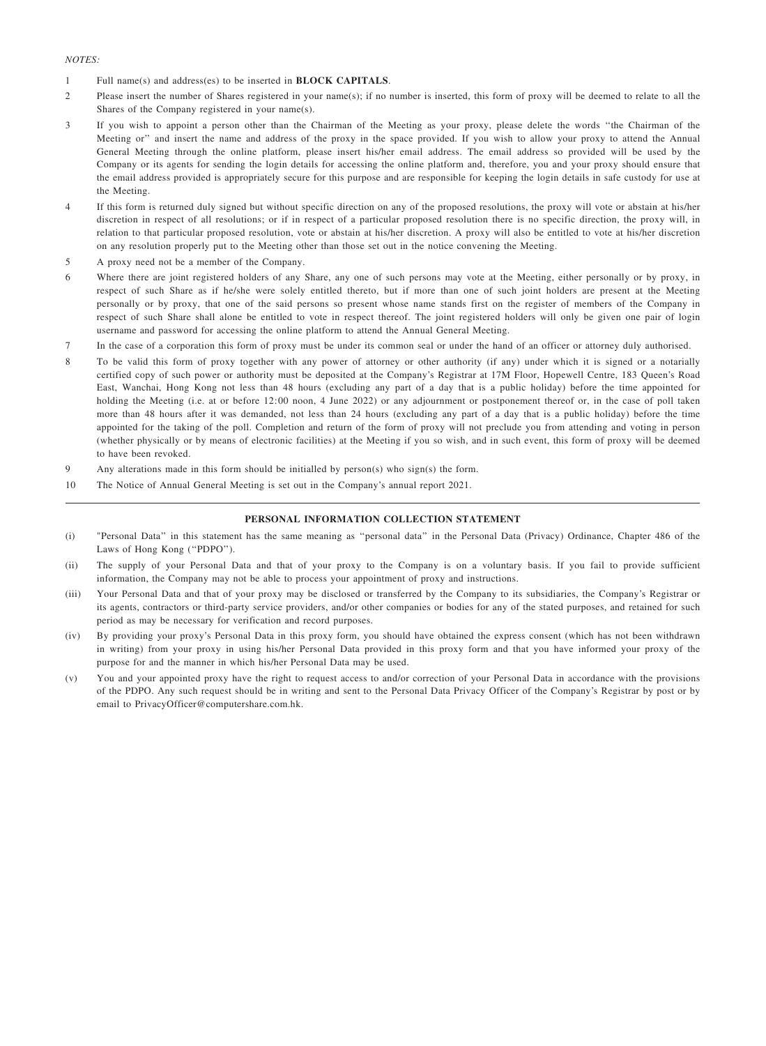*NOTES:*

1 Full name(s) and address(es) to be inserted in **BLOCK CAPITALS**.

2 Please insert the number of Shares registered in your name(s); if no number is inserted, this form of proxy will be deemed to relate to all the Shares of the Company registered in your name(s).

3 If you wish to appoint a person other than the Chairman of the Meeting as your proxy, please delete the words ''the Chairman of the Meeting or'' and insert the name and address of the proxy in the space provided. If you wish to allow your proxy to attend the Annual General Meeting through the online platform, please insert his/her email address. The email address so provided will be used by the Company or its agents for sending the login details for accessing the online platform and, therefore, you and your proxy should ensure that the email address provided is appropriately secure for this purpose and are responsible for keeping the login details in safe custody for use at the Meeting.

4 If this form is returned duly signed but without specific direction on any of the proposed resolutions, the proxy will vote or abstain at his/her discretion in respect of all resolutions; or if in respect of a particular proposed resolution there is no specific direction, the proxy will, in relation to that particular proposed resolution, vote or abstain at his/her discretion. A proxy will also be entitled to vote at his/her discretion on any resolution properly put to the Meeting other than those set out in the notice convening the Meeting.

5 A proxy need not be a member of the Company.

6 Where there are joint registered holders of any Share, any one of such persons may vote at the Meeting, either personally or by proxy, in respect of such Share as if he/she were solely entitled thereto, but if more than one of such joint holders are present at the Meeting personally or by proxy, that one of the said persons so present whose name stands first on the register of members of the Company in respect of such Share shall alone be entitled to vote in respect thereof. The joint registered holders will only be given one pair of login username and password for accessing the online platform to attend the Annual General Meeting.

7 In the case of a corporation this form of proxy must be under its common seal or under the hand of an officer or attorney duly authorised.

8 To be valid this form of proxy together with any power of attorney or other authority (if any) under which it is signed or a notarially certified copy of such power or authority must be deposited at the Company's Registrar at 17M Floor, Hopewell Centre, 183 Queen's Road East, Wanchai, Hong Kong not less than 48 hours (excluding any part of a day that is a public holiday) before the time appointed for holding the Meeting (i.e. at or before 12:00 noon, 4 June 2022) or any adjournment or postponement thereof or, in the case of poll taken more than 48 hours after it was demanded, not less than 24 hours (excluding any part of a day that is a public holiday) before the time appointed for the taking of the poll. Completion and return of the form of proxy will not preclude you from attending and voting in person (whether physically or by means of electronic facilities) at the Meeting if you so wish, and in such event, this form of proxy will be deemed to have been revoked.

9 Any alterations made in this form should be initialled by person(s) who sign(s) the form.

10 The Notice of Annual General Meeting is set out in the Company's annual report 2021.

---

**PERSONAL INFORMATION COLLECTION STATEMENT**

(i) "Personal Data'' in this statement has the same meaning as ''personal data'' in the Personal Data (Privacy) Ordinance, Chapter 486 of the Laws of Hong Kong (''PDPO'').

(ii) The supply of your Personal Data and that of your proxy to the Company is on a voluntary basis. If you fail to provide sufficient information, the Company may not be able to process your appointment of proxy and instructions.

(iii) Your Personal Data and that of your proxy may be disclosed or transferred by the Company to its subsidiaries, the Company's Registrar or its agents, contractors or third-party service providers, and/or other companies or bodies for any of the stated purposes, and retained for such period as may be necessary for verification and record purposes.

(iv) By providing your proxy's Personal Data in this proxy form, you should have obtained the express consent (which has not been withdrawn in writing) from your proxy in using his/her Personal Data provided in this proxy form and that you have informed your proxy of the purpose for and the manner in which his/her Personal Data may be used.

(v) You and your appointed proxy have the right to request access to and/or correction of your Personal Data in accordance with the provisions of the PDPO. Any such request should be in writing and sent to the Personal Data Privacy Officer of the Company's Registrar by post or by email to PrivacyOfficer@computershare.com.hk.